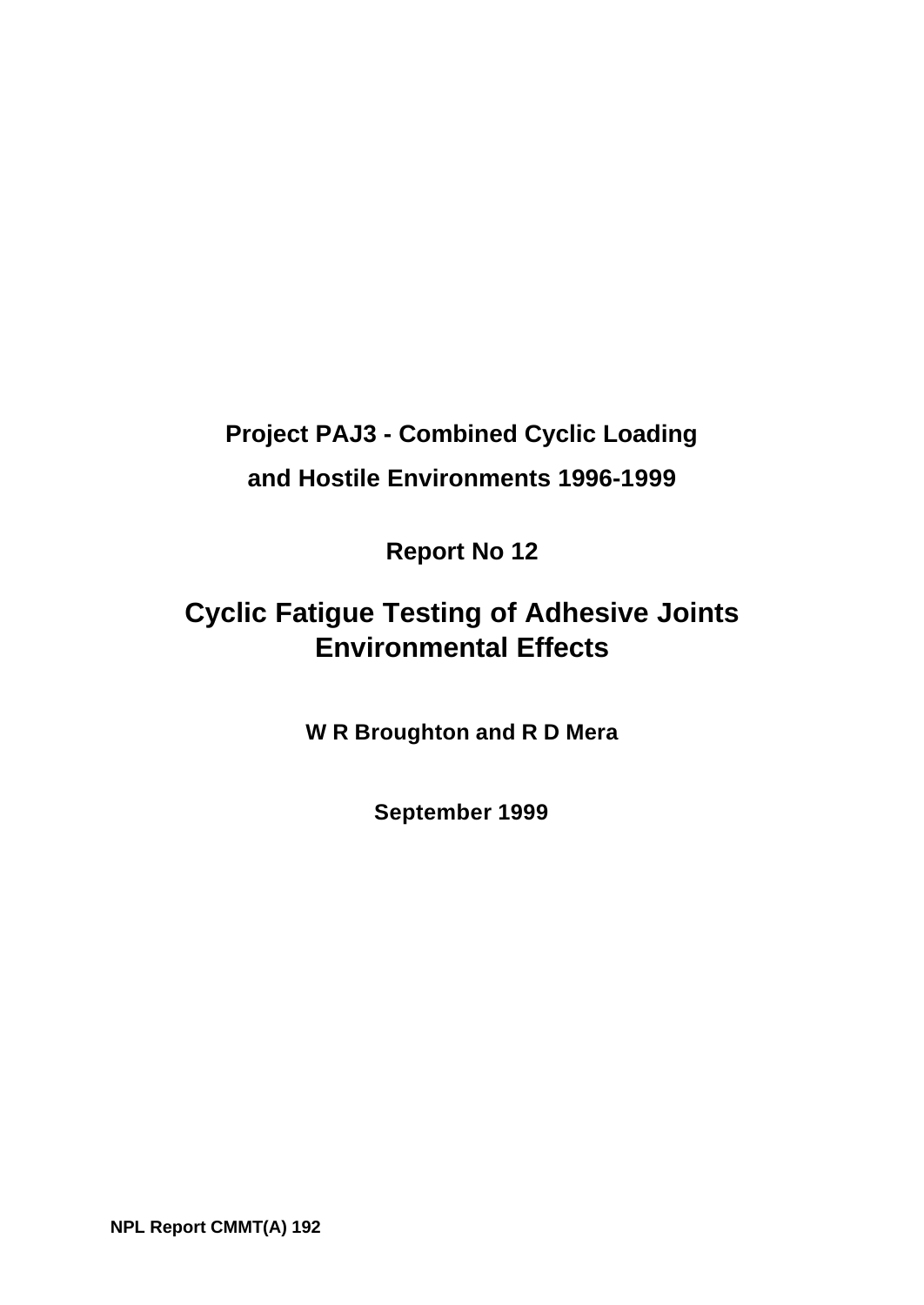**Project PAJ3 - Combined Cyclic Loading**

**and Hostile Environments 1996-1999**

**Report No 12**

# Cyclic Fatigue Testing of Adhesive Joints Environmental Effects

**W R Broughton and R D Mera**

**September 1999**

**NPL Report CMMT(A) 192**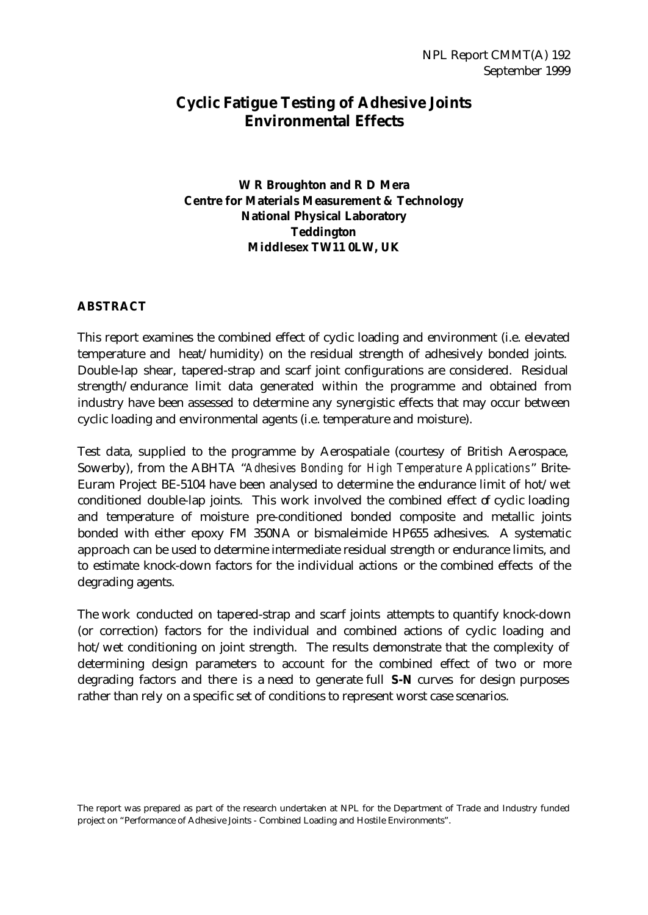NPL Report CMMT(A) 192
September 1999

# Cyclic Fatigue Testing of Adhesive Joints Environmental Effects

**W R Broughton and R D Mera**
**Centre for Materials Measurement & Technology**
**National Physical Laboratory**
**Teddington**
**Middlesex TW11 0LW, UK**

## ABSTRACT

This report examines the combined effect of cyclic loading and environment (i.e. elevated temperature and heat/humidity) on the residual strength of adhesively bonded joints. Double-lap shear, tapered-strap and scarf joint configurations are considered. Residual strength/endurance limit data generated within the programme and obtained from industry have been assessed to determine any synergistic effects that may occur between cyclic loading and environmental agents (i.e. temperature and moisture).

Test data, supplied to the programme by Aerospatiale (courtesy of British Aerospace, Sowerby), from the ABHTA "*Adhesives Bonding for High Temperature Applications*" Brite-Euram Project BE-5104 have been analysed to determine the endurance limit of hot/wet conditioned double-lap joints. This work involved the combined effect of cyclic loading and temperature of moisture pre-conditioned bonded composite and metallic joints bonded with either epoxy FM 350NA or bismaleimide HP655 adhesives. A systematic approach can be used to determine intermediate residual strength or endurance limits, and to estimate knock-down factors for the individual actions or the combined effects of the degrading agents.

The work conducted on tapered-strap and scarf joints attempts to quantify knock-down (or correction) factors for the individual and combined actions of cyclic loading and hot/wet conditioning on joint strength. The results demonstrate that the complexity of determining design parameters to account for the combined effect of two or more degrading factors and there is a need to generate full **S-N** curves for design purposes rather than rely on a specific set of conditions to represent worst case scenarios.

The report was prepared as part of the research undertaken at NPL for the Department of Trade and Industry funded project on "Performance of Adhesive Joints - Combined Loading and Hostile Environments".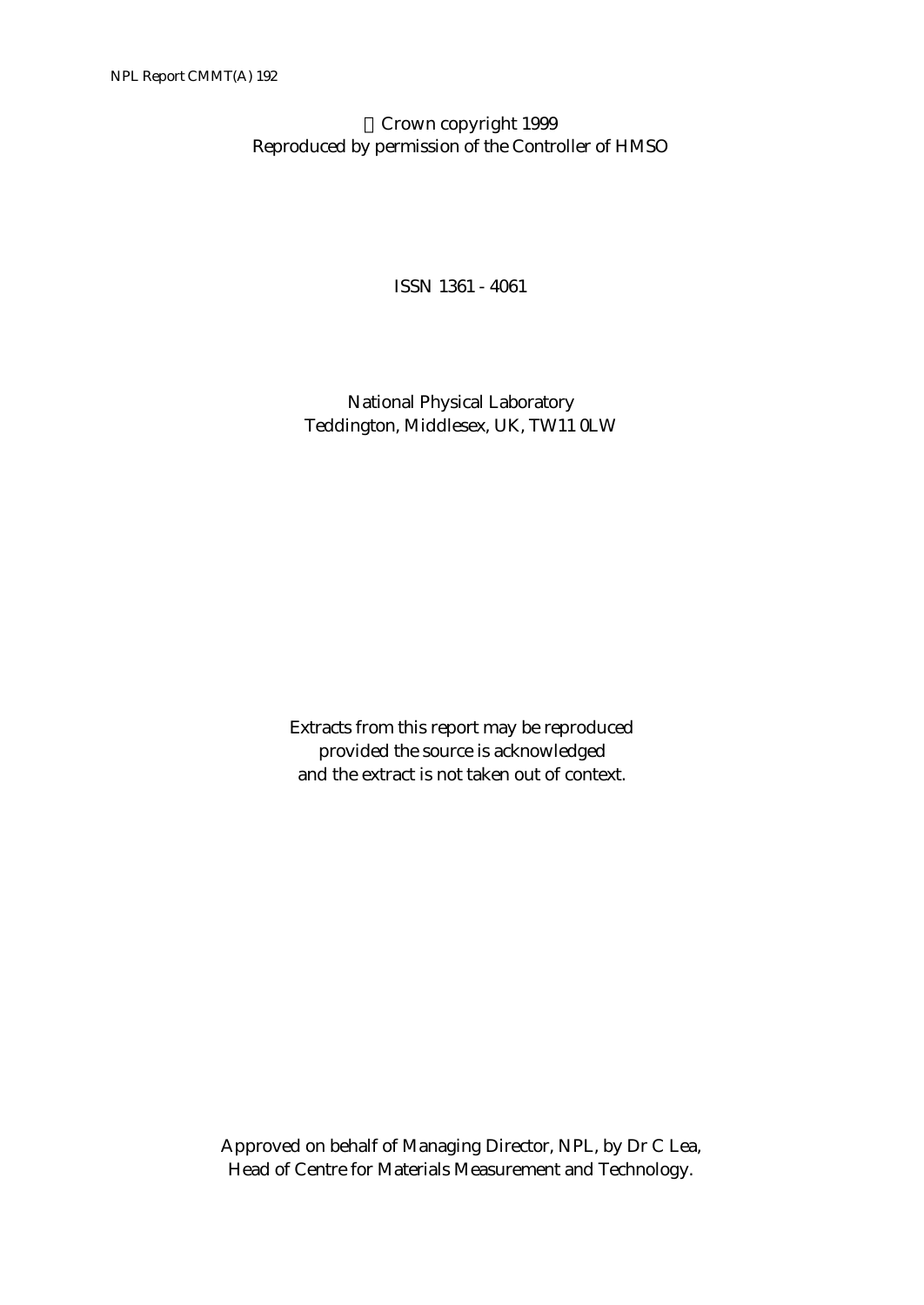© Crown copyright 1999
Reproduced by permission of the Controller of HMSO

ISSN 1361 - 4061

National Physical Laboratory
Teddington, Middlesex, UK, TW11 0LW

Extracts from this report may be reproduced
provided the source is acknowledged
and the extract is not taken out of context.

Approved on behalf of Managing Director, NPL, by Dr C Lea,
Head of Centre for Materials Measurement and Technology.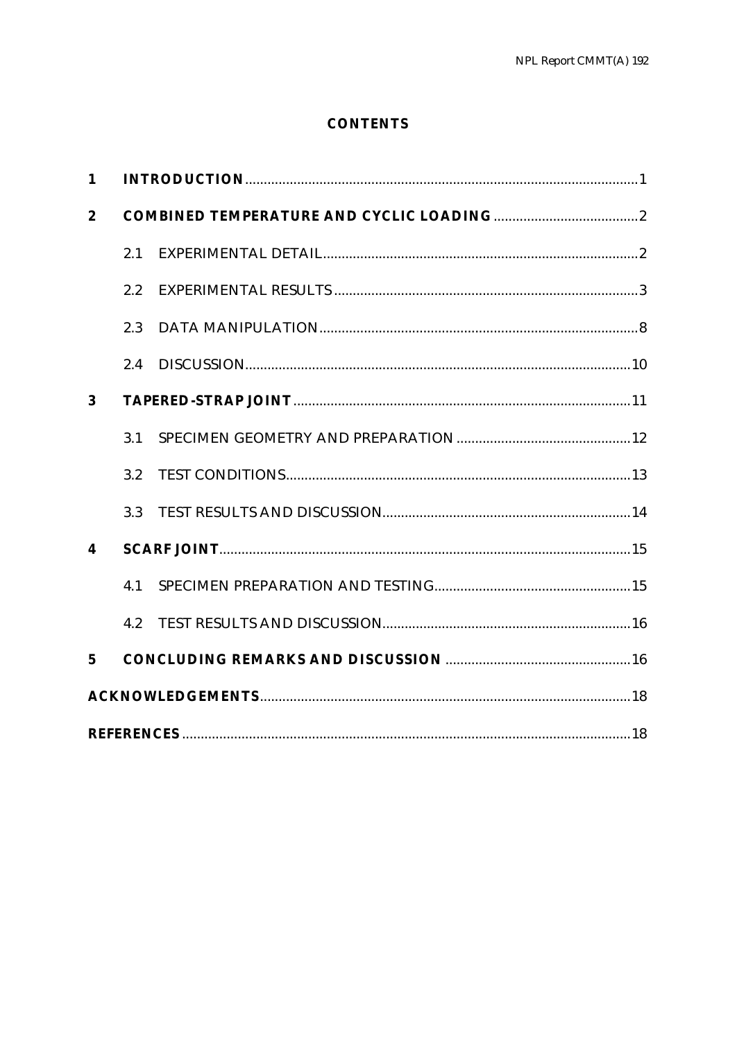## CONTENTS

| | | |
|---|---|---|
| **1** | **INTRODUCTION** | 1 |
| **2** | **COMBINED TEMPERATURE AND CYCLIC LOADING** | 2 |
| | 2.1 EXPERIMENTAL DETAIL | 2 |
| | 2.2 EXPERIMENTAL RESULTS | 3 |
| | 2.3 DATA MANIPULATION | 8 |
| | 2.4 DISCUSSION | 10 |
| **3** | **TAPERED-STRAP JOINT** | 11 |
| | 3.1 SPECIMEN GEOMETRY AND PREPARATION | 12 |
| | 3.2 TEST CONDITIONS | 13 |
| | 3.3 TEST RESULTS AND DISCUSSION | 14 |
| **4** | **SCARF JOINT** | 15 |
| | 4.1 SPECIMEN PREPARATION AND TESTING | 15 |
| | 4.2 TEST RESULTS AND DISCUSSION | 16 |
| **5** | **CONCLUDING REMARKS AND DISCUSSION** | 16 |
| **ACKNOWLEDGEMENTS** | | 18 |
| **REFERENCES** | | 18 |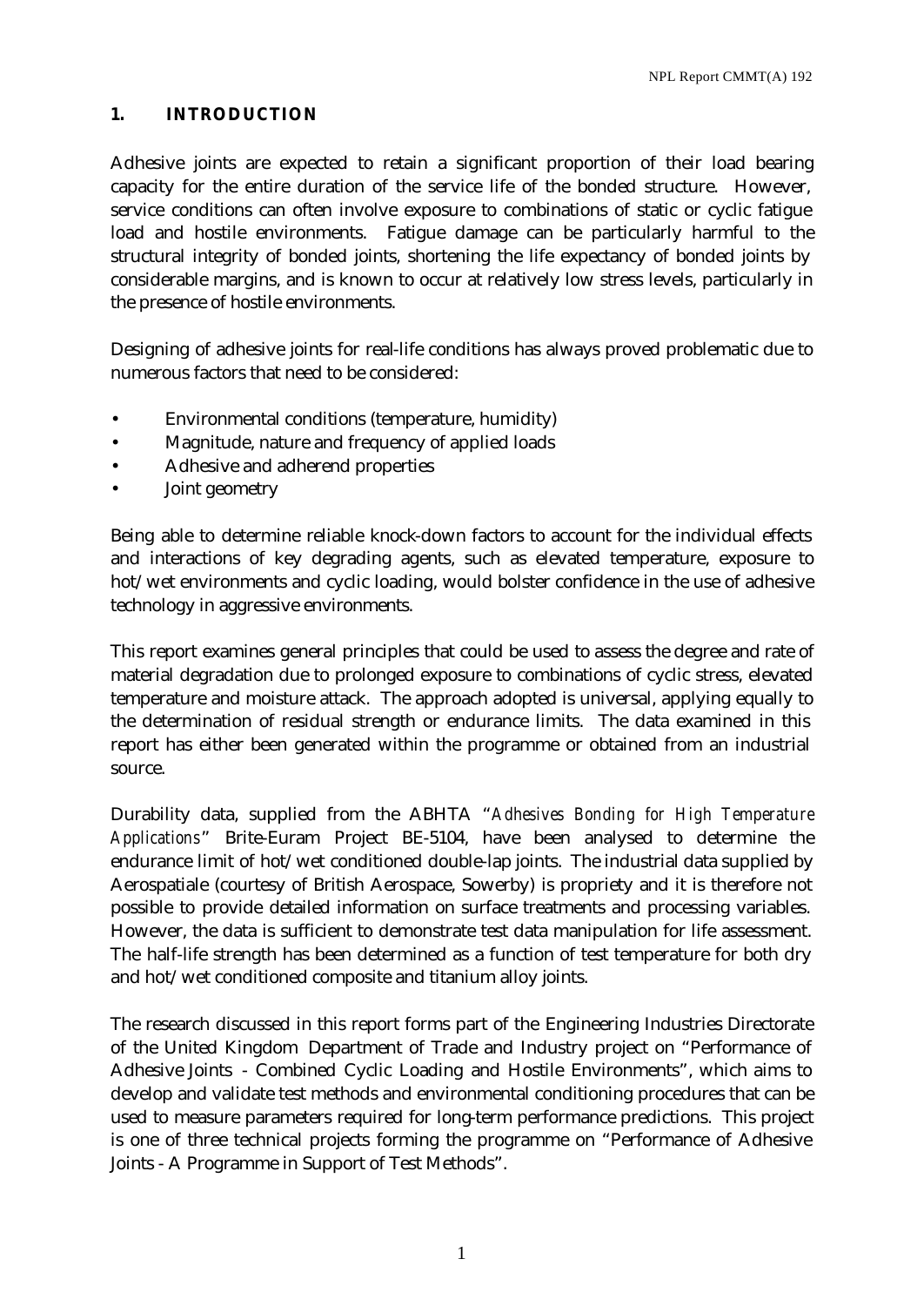# 1. INTRODUCTION

Adhesive joints are expected to retain a significant proportion of their load bearing capacity for the entire duration of the service life of the bonded structure. However, service conditions can often involve exposure to combinations of static or cyclic fatigue load and hostile environments. Fatigue damage can be particularly harmful to the structural integrity of bonded joints, shortening the life expectancy of bonded joints by considerable margins, and is known to occur at relatively low stress levels, particularly in the presence of hostile environments.

Designing of adhesive joints for real-life conditions has always proved problematic due to numerous factors that need to be considered:

- Environmental conditions (temperature, humidity)
- Magnitude, nature and frequency of applied loads
- Adhesive and adherend properties
- Joint geometry

Being able to determine reliable knock-down factors to account for the individual effects and interactions of key degrading agents, such as elevated temperature, exposure to hot/wet environments and cyclic loading, would bolster confidence in the use of adhesive technology in aggressive environments.

This report examines general principles that could be used to assess the degree and rate of material degradation due to prolonged exposure to combinations of cyclic stress, elevated temperature and moisture attack. The approach adopted is universal, applying equally to the determination of residual strength or endurance limits. The data examined in this report has either been generated within the programme or obtained from an industrial source.

Durability data, supplied from the ABHTA "*Adhesives Bonding for High Temperature Applications*" Brite-Euram Project BE-5104, have been analysed to determine the endurance limit of hot/wet conditioned double-lap joints. The industrial data supplied by Aerospatiale (courtesy of British Aerospace, Sowerby) is propriety and it is therefore not possible to provide detailed information on surface treatments and processing variables. However, the data is sufficient to demonstrate test data manipulation for life assessment. The half-life strength has been determined as a function of test temperature for both dry and hot/wet conditioned composite and titanium alloy joints.

The research discussed in this report forms part of the Engineering Industries Directorate of the United Kingdom Department of Trade and Industry project on "Performance of Adhesive Joints - Combined Cyclic Loading and Hostile Environments", which aims to develop and validate test methods and environmental conditioning procedures that can be used to measure parameters required for long-term performance predictions. This project is one of three technical projects forming the programme on "Performance of Adhesive Joints - A Programme in Support of Test Methods".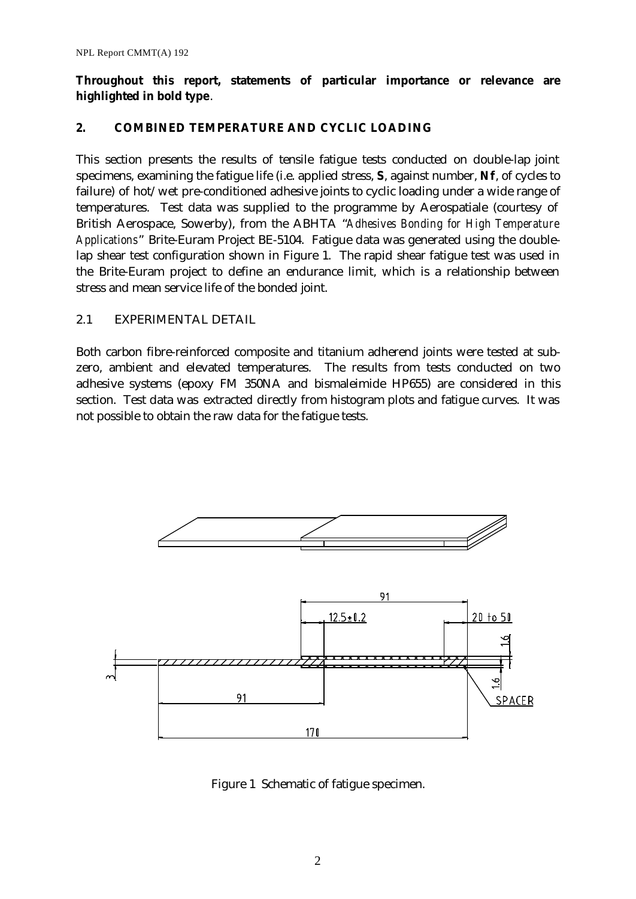**Throughout this report, statements of particular importance or relevance are highlighted in bold type**.

## 2. COMBINED TEMPERATURE AND CYCLIC LOADING

This section presents the results of tensile fatigue tests conducted on double-lap joint specimens, examining the fatigue life (i.e. applied stress, **S**, against number, **Nf**, of cycles to failure) of hot/wet pre-conditioned adhesive joints to cyclic loading under a wide range of temperatures. Test data was supplied to the programme by Aerospatiale (courtesy of British Aerospace, Sowerby), from the ABHTA "*Adhesives Bonding for High Temperature Applications*" Brite-Euram Project BE-5104. Fatigue data was generated using the double-lap shear test configuration shown in Figure 1. The rapid shear fatigue test was used in the Brite-Euram project to define an endurance limit, which is a relationship between stress and mean service life of the bonded joint.

### 2.1 EXPERIMENTAL DETAIL

Both carbon fibre-reinforced composite and titanium adherend joints were tested at sub-zero, ambient and elevated temperatures. The results from tests conducted on two adhesive systems (epoxy FM 350NA and bismaleimide HP655) are considered in this section. Test data was extracted directly from histogram plots and fatigue curves. It was not possible to obtain the raw data for the fatigue tests.

Figure 1 Schematic of fatigue specimen.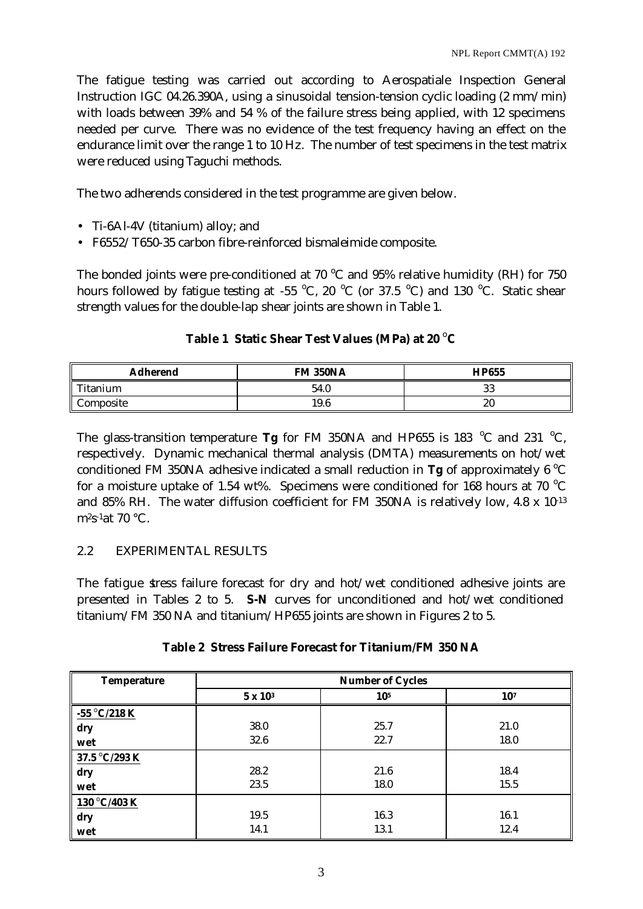The fatigue testing was carried out according to Aerospatiale Inspection General Instruction IGC 04.26.390A, using a sinusoidal tension-tension cyclic loading (2 mm/min) with loads between 39% and 54 % of the failure stress being applied, with 12 specimens needed per curve. There was no evidence of the test frequency having an effect on the endurance limit over the range 1 to 10 Hz. The number of test specimens in the test matrix were reduced using Taguchi methods.

The two adherends considered in the test programme are given below.

- Ti-6Al-4V (titanium) alloy; and
- F6552/T650-35 carbon fibre-reinforced bismaleimide composite.

The bonded joints were pre-conditioned at 70 °C and 95% relative humidity (RH) for 750 hours followed by fatigue testing at -55 °C, 20 °C (or 37.5 °C) and 130 °C. Static shear strength values for the double-lap shear joints are shown in Table 1.

**Table 1 Static Shear Test Values (MPa) at 20 °C**

| Adherend | FM 350NA | HP655 |
|---|---|---|
| Titanium | 54.0 | 33 |
| Composite | 19.6 | 20 |

The glass-transition temperature **Tg** for FM 350NA and HP655 is 183 °C and 231 °C, respectively. Dynamic mechanical thermal analysis (DMTA) measurements on hot/wet conditioned FM 350NA adhesive indicated a small reduction in **Tg** of approximately 6 °C for a moisture uptake of 1.54 wt%. Specimens were conditioned for 168 hours at 70 °C and 85% RH. The water diffusion coefficient for FM 350NA is relatively low, $4.8 \times 10^{-13}$ $m^2s^{-1}$ at 70 °C.

## 2.2 EXPERIMENTAL RESULTS

The fatigue stress failure forecast for dry and hot/wet conditioned adhesive joints are presented in Tables 2 to 5. **S-N** curves for unconditioned and hot/wet conditioned titanium/FM 350 NA and titanium/HP655 joints are shown in Figures 2 to 5.

**Table 2 Stress Failure Forecast for Titanium/FM 350 NA**

| Temperature | Number of Cycles | | |
|---|---|---|---|
| | $5 \times 10^3$ | $10^5$ | $10^7$ |
| **-55 °C/218 K** | | | |
| **dry** | 38.0 | 25.7 | 21.0 |
| **wet** | 32.6 | 22.7 | 18.0 |
| **37.5 °C/293 K** | | | |
| **dry** | 28.2 | 21.6 | 18.4 |
| **wet** | 23.5 | 18.0 | 15.5 |
| **130 °C/403 K** | | | |
| **dry** | 19.5 | 16.3 | 16.1 |
| **wet** | 14.1 | 13.1 | 12.4 |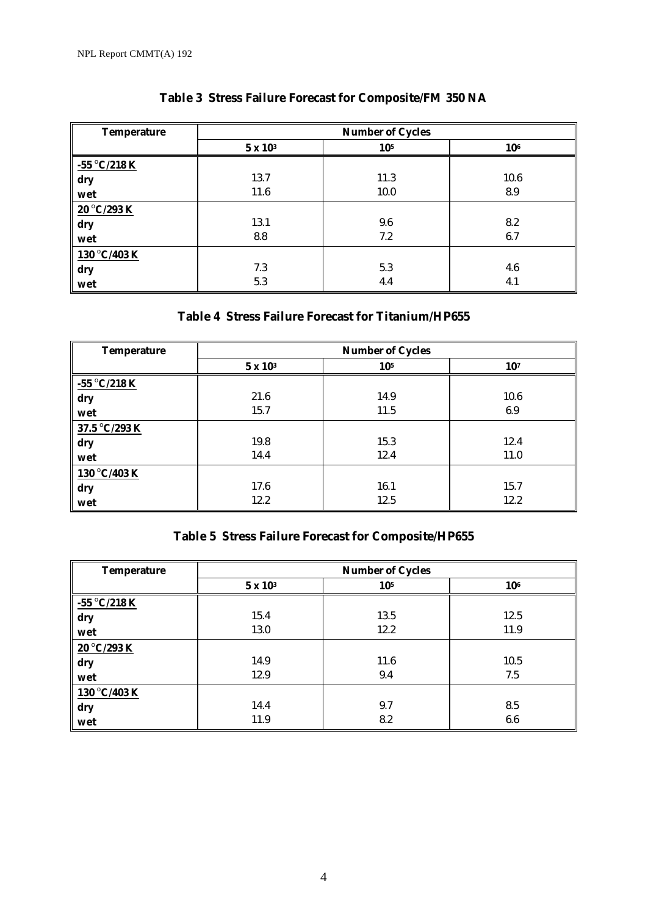**Table 3 Stress Failure Forecast for Composite/FM 350 NA**

| Temperature | Number of Cycles | | |
|---|---|---|---|
| | $5 \times 10^3$ | $10^5$ | $10^6$ |
| -55 °C/218 K | | | |
| dry | 13.7 | 11.3 | 10.6 |
| wet | 11.6 | 10.0 | 8.9 |
| 20 °C/293 K | | | |
| dry | 13.1 | 9.6 | 8.2 |
| wet | 8.8 | 7.2 | 6.7 |
| 130 °C/403 K | | | |
| dry | 7.3 | 5.3 | 4.6 |
| wet | 5.3 | 4.4 | 4.1 |

**Table 4 Stress Failure Forecast for Titanium/HP655**

| Temperature | Number of Cycles | | |
|---|---|---|---|
| | $5 \times 10^3$ | $10^5$ | $10^7$ |
| -55 °C/218 K | | | |
| dry | 21.6 | 14.9 | 10.6 |
| wet | 15.7 | 11.5 | 6.9 |
| 37.5 °C/293 K | | | |
| dry | 19.8 | 15.3 | 12.4 |
| wet | 14.4 | 12.4 | 11.0 |
| 130 °C/403 K | | | |
| dry | 17.6 | 16.1 | 15.7 |
| wet | 12.2 | 12.5 | 12.2 |

**Table 5 Stress Failure Forecast for Composite/HP655**

| Temperature | Number of Cycles | | |
|---|---|---|---|
| | $5 \times 10^3$ | $10^5$ | $10^6$ |
| -55 °C/218 K | | | |
| dry | 15.4 | 13.5 | 12.5 |
| wet | 13.0 | 12.2 | 11.9 |
| 20 °C/293 K | | | |
| dry | 14.9 | 11.6 | 10.5 |
| wet | 12.9 | 9.4 | 7.5 |
| 130 °C/403 K | | | |
| dry | 14.4 | 9.7 | 8.5 |
| wet | 11.9 | 8.2 | 6.6 |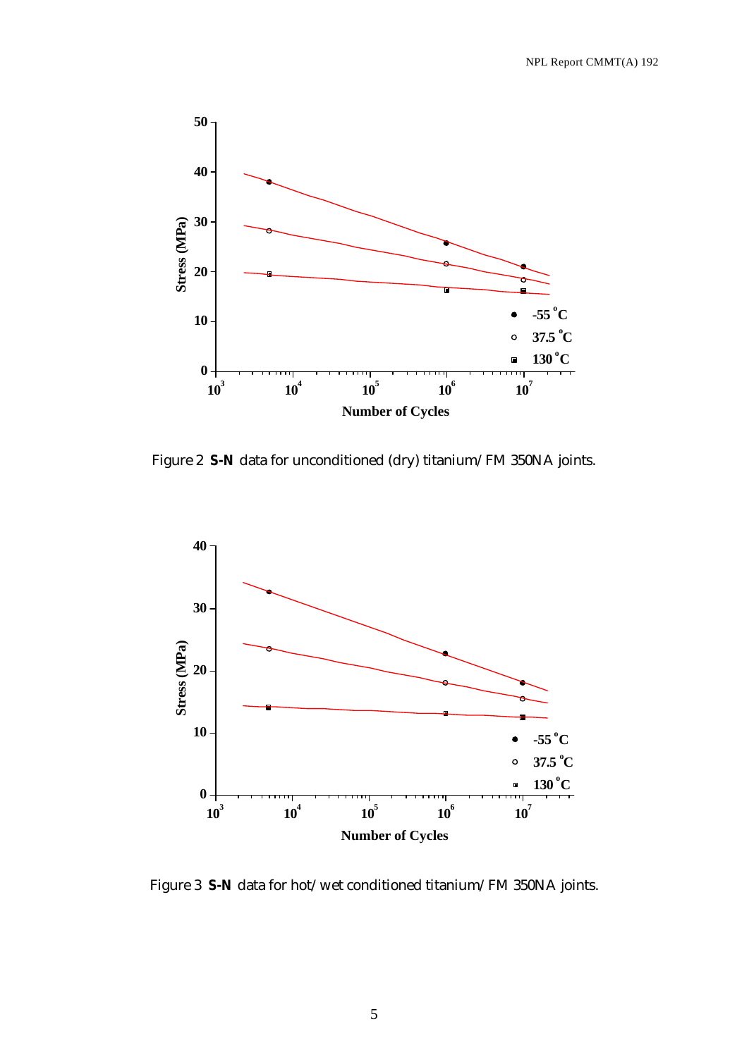Figure 2 **S-N** data for unconditioned (dry) titanium/FM 350NA joints.

Figure 3 **S-N** data for hot/wet conditioned titanium/FM 350NA joints.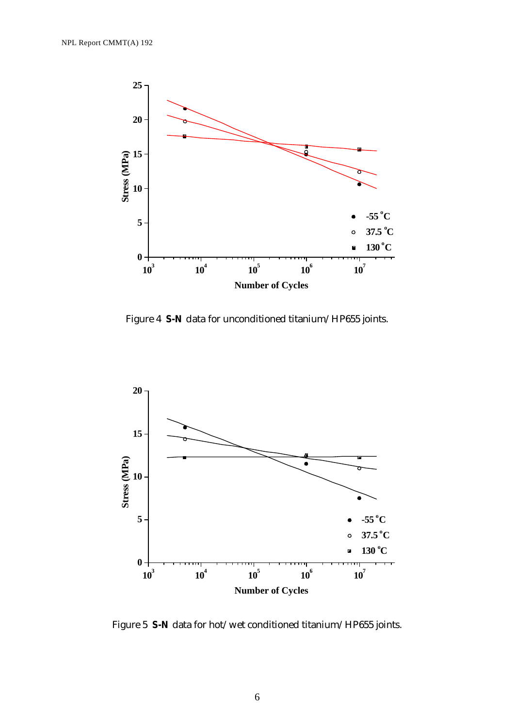Figure 4 **S-N** data for unconditioned titanium/HP655 joints.

Figure 5 **S-N** data for hot/wet conditioned titanium/HP655 joints.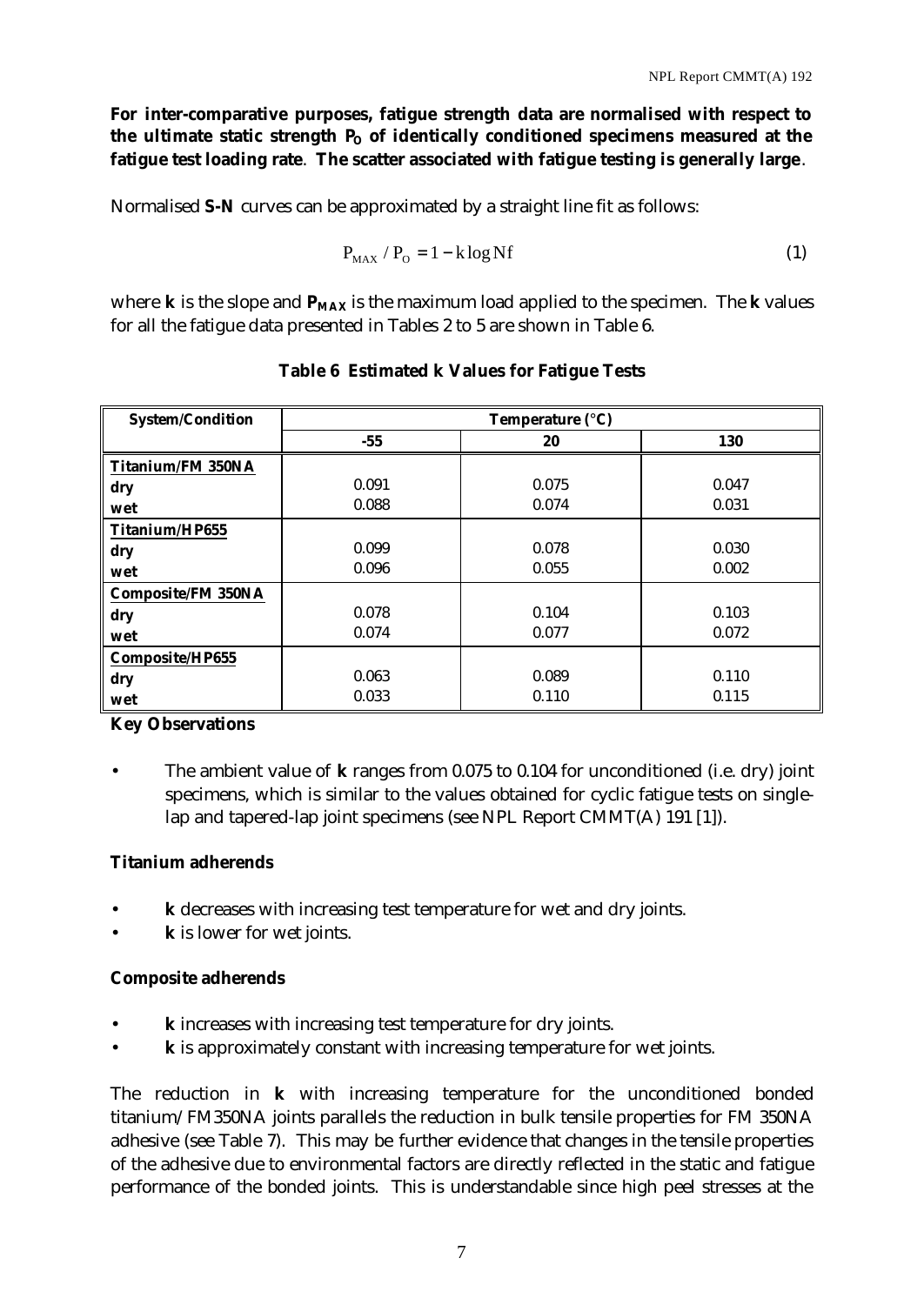**For inter-comparative purposes, fatigue strength data are normalised with respect to the ultimate static strength $P_O$ of identically conditioned specimens measured at the fatigue test loading rate**. **The scatter associated with fatigue testing is generally large**.

Normalised **S-N** curves can be approximated by a straight line fit as follows:

$$P_{MAX} / P_O = 1 - k \log Nf \tag{1}$$

where **k** is the slope and $P_{MAX}$ is the maximum load applied to the specimen. The **k** values for all the fatigue data presented in Tables 2 to 5 are shown in Table 6.

**Table 6 Estimated k Values for Fatigue Tests**

| System/Condition | Temperature (°C) | | |
|---|---|---|---|
| | -55 | 20 | 130 |
| **Titanium/FM 350NA** | | | |
| **dry** | 0.091 | 0.075 | 0.047 |
| **wet** | 0.088 | 0.074 | 0.031 |
| **Titanium/HP655** | | | |
| **dry** | 0.099 | 0.078 | 0.030 |
| **wet** | 0.096 | 0.055 | 0.002 |
| **Composite/FM 350NA** | | | |
| **dry** | 0.078 | 0.104 | 0.103 |
| **wet** | 0.074 | 0.077 | 0.072 |
| **Composite/HP655** | | | |
| **dry** | 0.063 | 0.089 | 0.110 |
| **wet** | 0.033 | 0.110 | 0.115 |

**Key Observations**

- The ambient value of **k** ranges from 0.075 to 0.104 for unconditioned (i.e. dry) joint specimens, which is similar to the values obtained for cyclic fatigue tests on single-lap and tapered-lap joint specimens (see NPL Report CMMT(A) 191 [1]).

**Titanium adherends**

- **k** decreases with increasing test temperature for wet and dry joints.
- **k** is lower for wet joints.

**Composite adherends**

- **k** increases with increasing test temperature for dry joints.
- **k** is approximately constant with increasing temperature for wet joints.

The reduction in **k** with increasing temperature for the unconditioned bonded titanium/FM350NA joints parallels the reduction in bulk tensile properties for FM 350NA adhesive (see Table 7). This may be further evidence that changes in the tensile properties of the adhesive due to environmental factors are directly reflected in the static and fatigue performance of the bonded joints. This is understandable since high peel stresses at the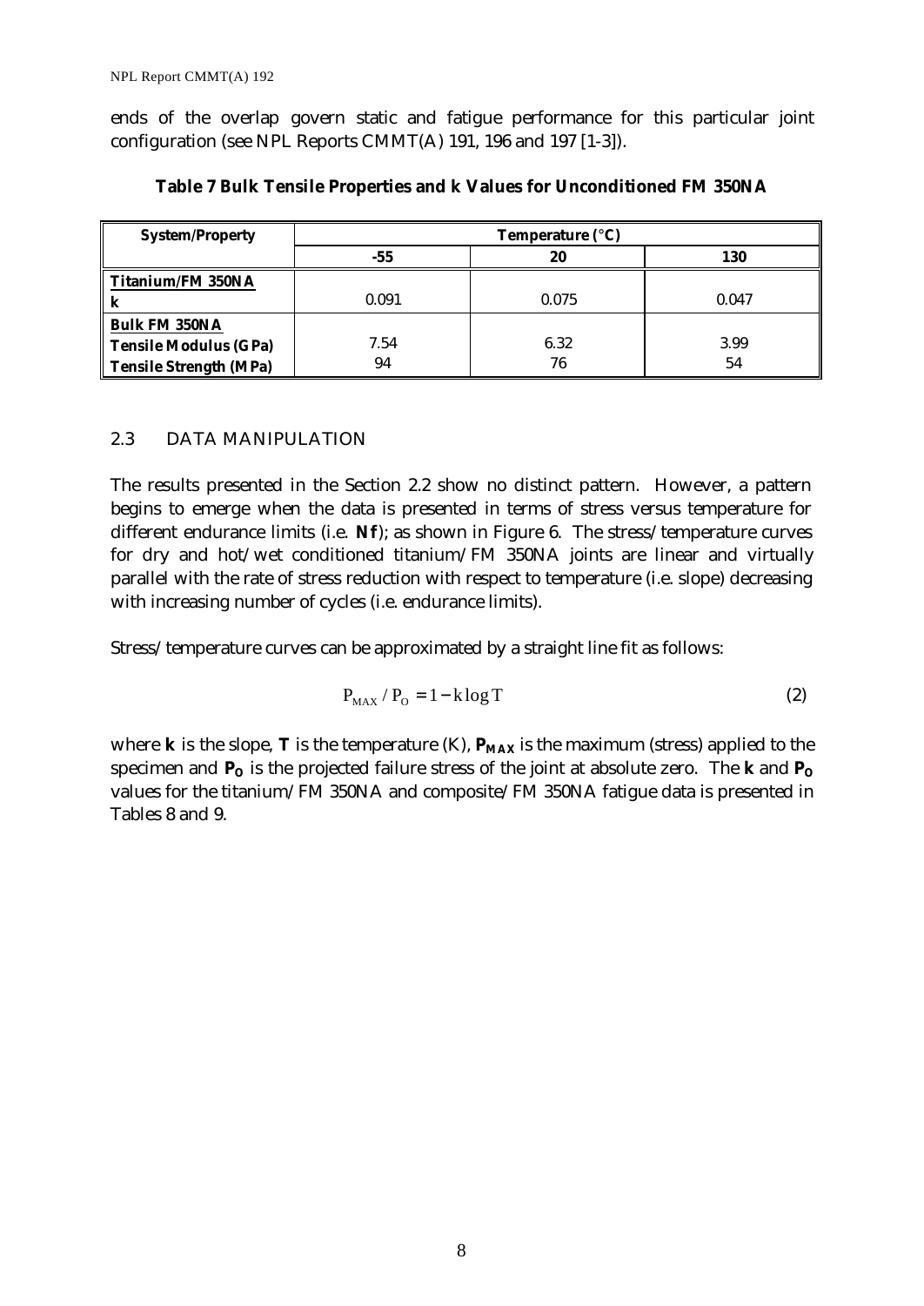ends of the overlap govern static and fatigue performance for this particular joint configuration (see NPL Reports CMMT(A) 191, 196 and 197 [1-3]).

**Table 7 Bulk Tensile Properties and k Values for Unconditioned FM 350NA**

| System/Property | Temperature (°C) | | |
|---|---|---|---|
| | -55 | 20 | 130 |
| **Titanium/FM 350NA** <br> **k** | 0.091 | 0.075 | 0.047 |
| **Bulk FM 350NA** <br> **Tensile Modulus (GPa)** <br> **Tensile Strength (MPa)** | 7.54 <br> 94 | 6.32 <br> 76 | 3.99 <br> 54 |

## 2.3 DATA MANIPULATION

The results presented in the Section 2.2 show no distinct pattern. However, a pattern begins to emerge when the data is presented in terms of stress versus temperature for different endurance limits (i.e. **Nf**); as shown in Figure 6. The stress/temperature curves for dry and hot/wet conditioned titanium/FM 350NA joints are linear and virtually parallel with the rate of stress reduction with respect to temperature (i.e. slope) decreasing with increasing number of cycles (i.e. endurance limits).

Stress/temperature curves can be approximated by a straight line fit as follows:

$$P_{MAX} / P_O = 1 - k \log T \tag{2}$$

where $\mathbf{k}$ is the slope, $\mathbf{T}$ is the temperature (K), $\mathbf{P_{MAX}}$ is the maximum (stress) applied to the specimen and $\mathbf{P_O}$ is the projected failure stress of the joint at absolute zero. The $\mathbf{k}$ and $\mathbf{P_O}$ values for the titanium/FM 350NA and composite/FM 350NA fatigue data is presented in Tables 8 and 9.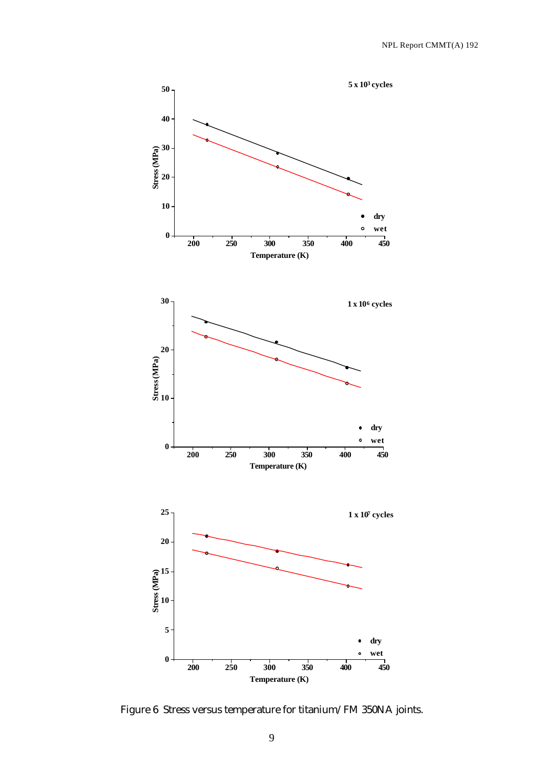Figure 6 Stress versus temperature for titanium/ FM 350NA joints.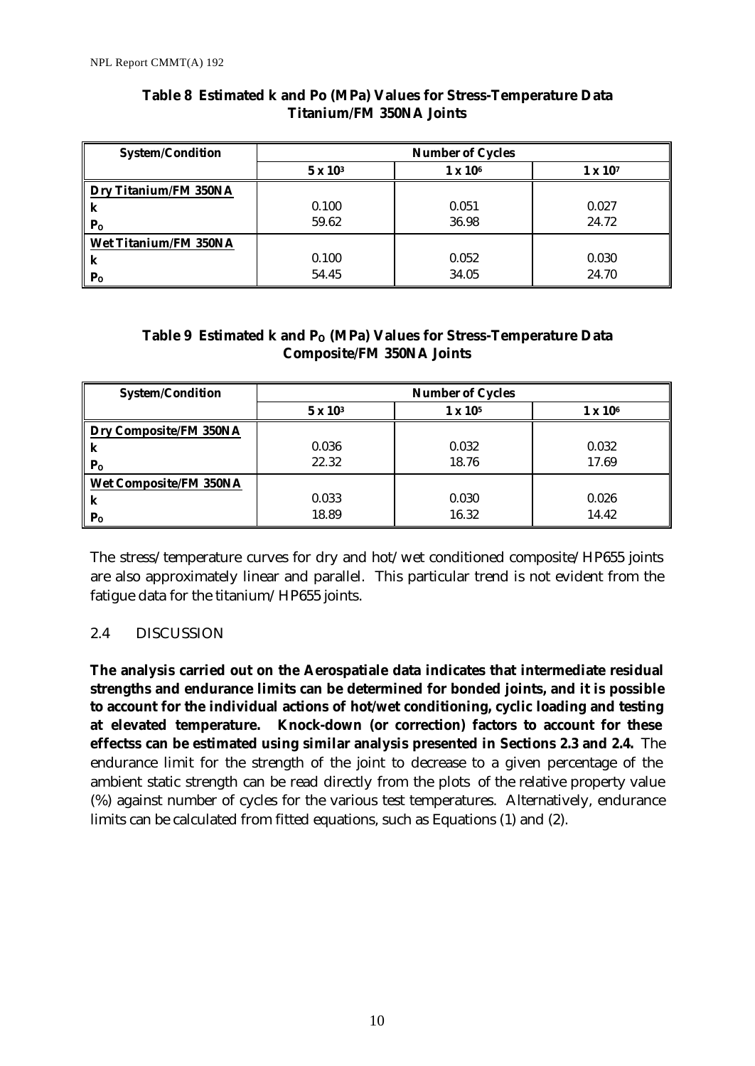**Table 8 Estimated k and Po (MPa) Values for Stress-Temperature Data Titanium/FM 350NA Joints**

| System/Condition | Number of Cycles | | |
|---|---|---|---|
| | $5 \times 10^3$ | $1 \times 10^6$ | $1 \times 10^7$ |
| Dry Titanium/FM 350NA | | | |
| k | 0.100 | 0.051 | 0.027 |
| $P_O$ | 59.62 | 36.98 | 24.72 |
| Wet Titanium/FM 350NA | | | |
| k | 0.100 | 0.052 | 0.030 |
| $P_O$ | 54.45 | 34.05 | 24.70 |

**Table 9 Estimated k and $P_O$ (MPa) Values for Stress-Temperature Data Composite/FM 350NA Joints**

| System/Condition | Number of Cycles | | |
|---|---|---|---|
| | $5 \times 10^3$ | $1 \times 10^5$ | $1 \times 10^6$ |
| Dry Composite/FM 350NA | | | |
| k | 0.036 | 0.032 | 0.032 |
| $P_O$ | 22.32 | 18.76 | 17.69 |
| Wet Composite/FM 350NA | | | |
| k | 0.033 | 0.030 | 0.026 |
| $P_O$ | 18.89 | 16.32 | 14.42 |

The stress/temperature curves for dry and hot/wet conditioned composite/HP655 joints are also approximately linear and parallel. This particular trend is not evident from the fatigue data for the titanium/HP655 joints.

## 2.4 DISCUSSION

**The analysis carried out on the Aerospatiale data indicates that intermediate residual strengths and endurance limits can be determined for bonded joints, and it is possible to account for the individual actions of hot/wet conditioning, cyclic loading and testing at elevated temperature. Knock-down (or correction) factors to account for these effectss can be estimated using similar analysis presented in Sections 2.3 and 2.4.** The endurance limit for the strength of the joint to decrease to a given percentage of the ambient static strength can be read directly from the plots of the relative property value (%) against number of cycles for the various test temperatures. Alternatively, endurance limits can be calculated from fitted equations, such as Equations (1) and (2).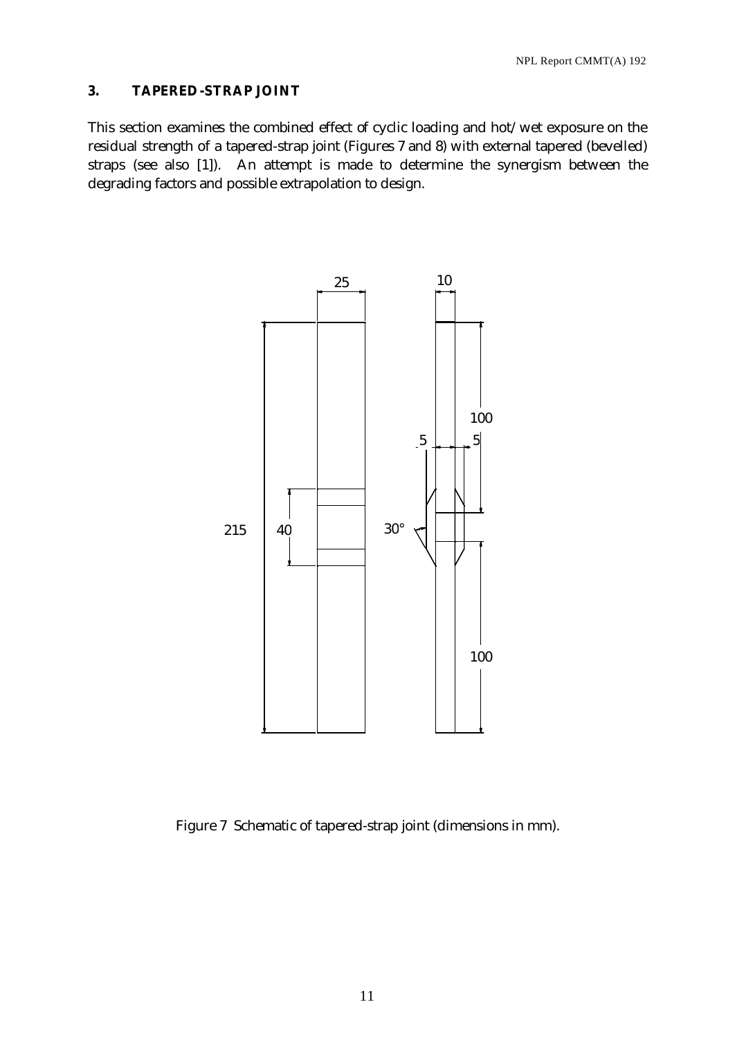## 3. TAPERED-STRAP JOINT

This section examines the combined effect of cyclic loading and hot/wet exposure on the residual strength of a tapered-strap joint (Figures 7 and 8) with external tapered (bevelled) straps (see also [1]). An attempt is made to determine the synergism between the degrading factors and possible extrapolation to design.

Figure 7 Schematic of tapered-strap joint (dimensions in mm).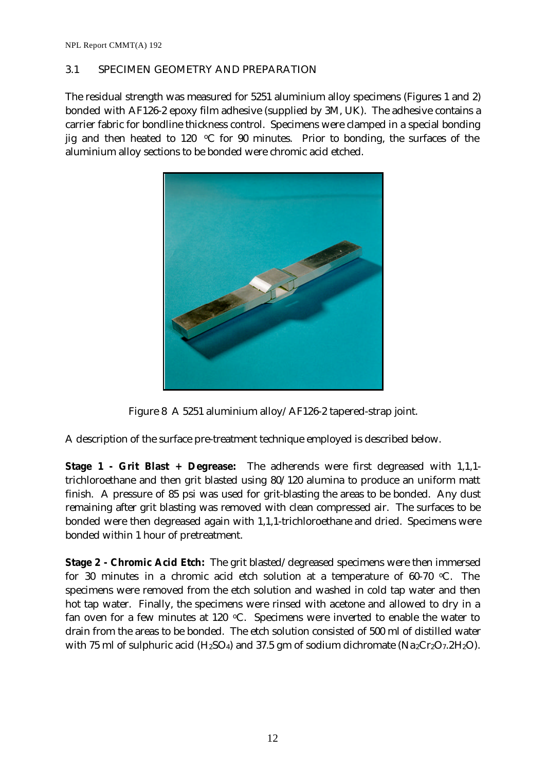### 3.1 SPECIMEN GEOMETRY AND PREPARATION

The residual strength was measured for 5251 aluminium alloy specimens (Figures 1 and 2) bonded with AF126-2 epoxy film adhesive (supplied by 3M, UK). The adhesive contains a carrier fabric for bondline thickness control. Specimens were clamped in a special bonding jig and then heated to 120 °C for 90 minutes. Prior to bonding, the surfaces of the aluminium alloy sections to be bonded were chromic acid etched.

Figure 8 A 5251 aluminium alloy/AF126-2 tapered-strap joint.

A description of the surface pre-treatment technique employed is described below.

**Stage 1 - Grit Blast + Degrease:** The adherends were first degreased with 1,1,1-trichloroethane and then grit blasted using 80/120 alumina to produce an uniform matt finish. A pressure of 85 psi was used for grit-blasting the areas to be bonded. Any dust remaining after grit blasting was removed with clean compressed air. The surfaces to be bonded were then degreased again with 1,1,1-trichloroethane and dried. Specimens were bonded within 1 hour of pretreatment.

**Stage 2 - Chromic Acid Etch:** The grit blasted/degreased specimens were then immersed for 30 minutes in a chromic acid etch solution at a temperature of 60-70 °C. The specimens were removed from the etch solution and washed in cold tap water and then hot tap water. Finally, the specimens were rinsed with acetone and allowed to dry in a fan oven for a few minutes at 120 °C. Specimens were inverted to enable the water to drain from the areas to be bonded. The etch solution consisted of 500 ml of distilled water with 75 ml of sulphuric acid ($H_2SO_4$) and 37.5 gm of sodium dichromate ($Na_2Cr_2O_7.2H_2O$).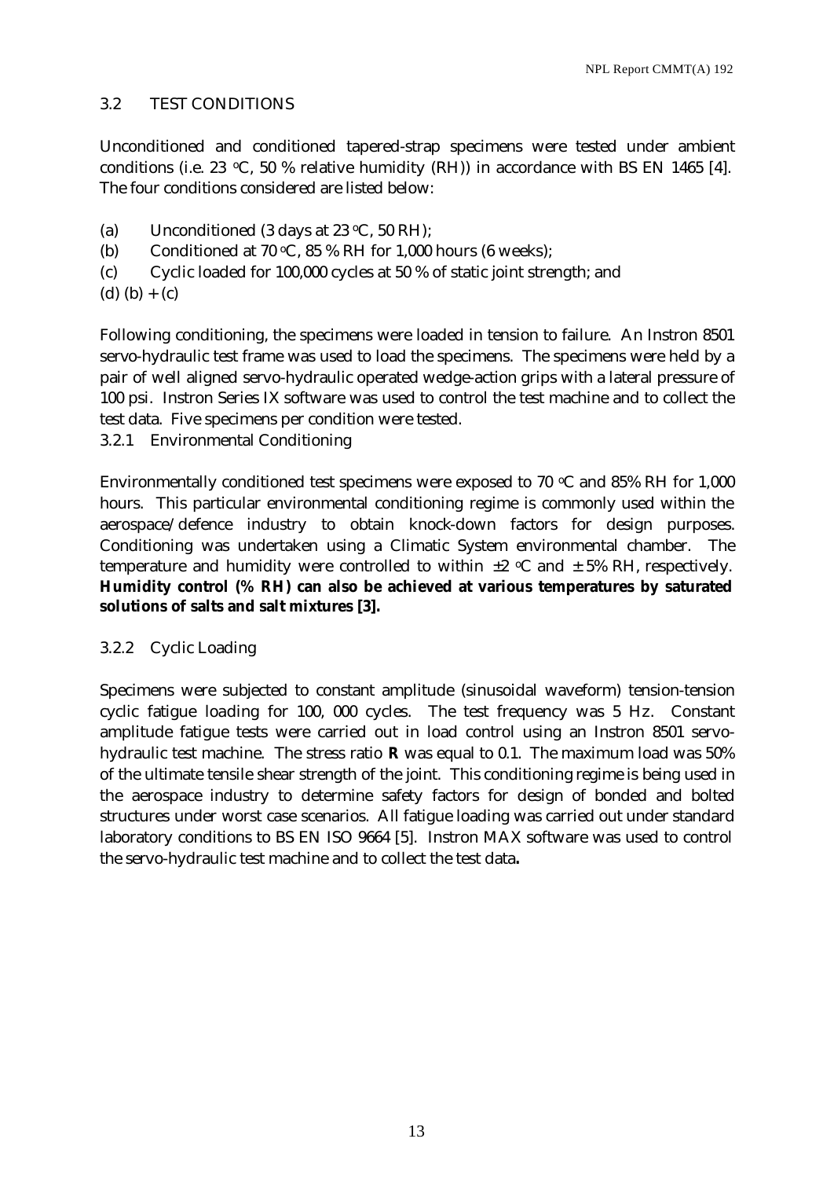## 3.2 TEST CONDITIONS

Unconditioned and conditioned tapered-strap specimens were tested under ambient conditions (i.e. 23 °C, 50 % relative humidity (RH)) in accordance with BS EN 1465 [4]. The four conditions considered are listed below:

(a) Unconditioned (3 days at 23 °C, 50 RH);

(b) Conditioned at 70 °C, 85 % RH for 1,000 hours (6 weeks);

(c) Cyclic loaded for 100,000 cycles at 50 % of static joint strength; and

(d) (b) + (c)

Following conditioning, the specimens were loaded in tension to failure. An Instron 8501 servo-hydraulic test frame was used to load the specimens. The specimens were held by a pair of well aligned servo-hydraulic operated wedge-action grips with a lateral pressure of 100 psi. Instron Series IX software was used to control the test machine and to collect the test data. Five specimens per condition were tested.

### 3.2.1 Environmental Conditioning

Environmentally conditioned test specimens were exposed to 70 °C and 85% RH for 1,000 hours. This particular environmental conditioning regime is commonly used within the aerospace/defence industry to obtain knock-down factors for design purposes. Conditioning was undertaken using a Climatic System environmental chamber. The temperature and humidity were controlled to within ±2 °C and ± 5% RH, respectively. **Humidity control (% RH) can also be achieved at various temperatures by saturated solutions of salts and salt mixtures [3].**

### 3.2.2 Cyclic Loading

Specimens were subjected to constant amplitude (sinusoidal waveform) tension-tension cyclic fatigue loading for 100, 000 cycles. The test frequency was 5 Hz. Constant amplitude fatigue tests were carried out in load control using an Instron 8501 servo-hydraulic test machine. The stress ratio **R** was equal to 0.1. The maximum load was 50% of the ultimate tensile shear strength of the joint. This conditioning regime is being used in the aerospace industry to determine safety factors for design of bonded and bolted structures under worst case scenarios. All fatigue loading was carried out under standard laboratory conditions to BS EN ISO 9664 [5]. Instron MAX software was used to control the servo-hydraulic test machine and to collect the test data**.**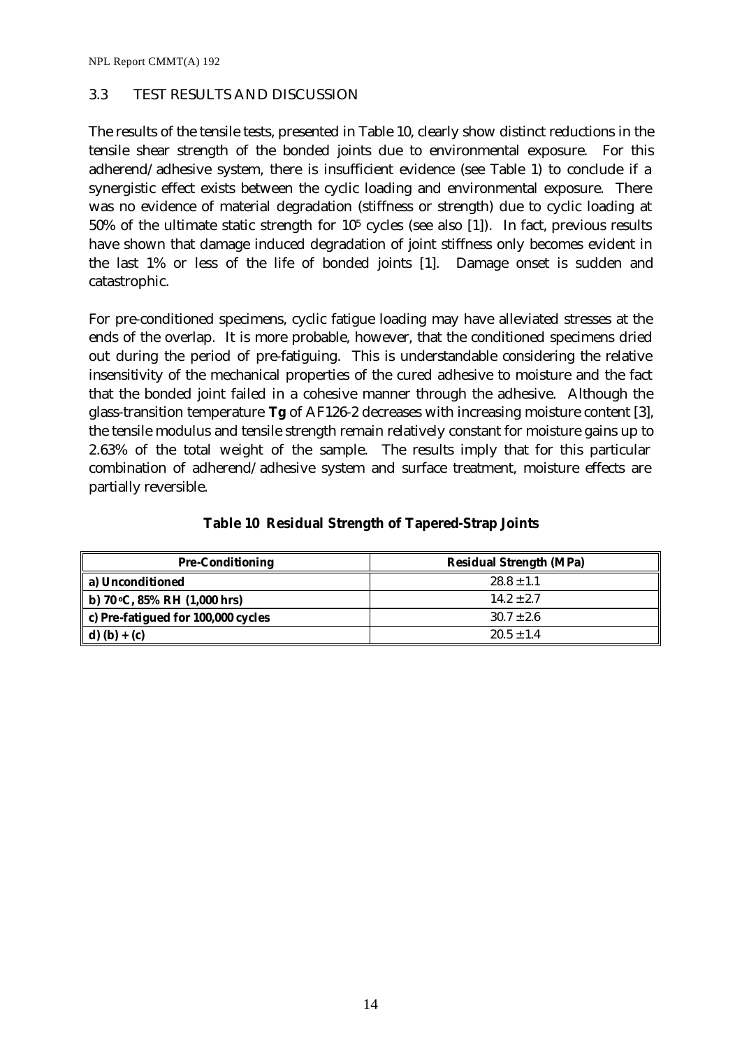### 3.3 TEST RESULTS AND DISCUSSION

The results of the tensile tests, presented in Table 10, clearly show distinct reductions in the tensile shear strength of the bonded joints due to environmental exposure. For this adherend/adhesive system, there is insufficient evidence (see Table 1) to conclude if a synergistic effect exists between the cyclic loading and environmental exposure. There was no evidence of material degradation (stiffness or strength) due to cyclic loading at 50% of the ultimate static strength for $10^5$ cycles (see also [1]). In fact, previous results have shown that damage induced degradation of joint stiffness only becomes evident in the last 1% or less of the life of bonded joints [1]. Damage onset is sudden and catastrophic.

For pre-conditioned specimens, cyclic fatigue loading may have alleviated stresses at the ends of the overlap. It is more probable, however, that the conditioned specimens dried out during the period of pre-fatiguing. This is understandable considering the relative insensitivity of the mechanical properties of the cured adhesive to moisture and the fact that the bonded joint failed in a cohesive manner through the adhesive. Although the glass-transition temperature **Tg** of AF126-2 decreases with increasing moisture content [3], the tensile modulus and tensile strength remain relatively constant for moisture gains up to 2.63% of the total weight of the sample. The results imply that for this particular combination of adherend/adhesive system and surface treatment, moisture effects are partially reversible.

**Table 10 Residual Strength of Tapered-Strap Joints**

| Pre-Conditioning | Residual Strength (MPa) |
|---|---|
| **a) Unconditioned** | $28.8 \pm 1.1$ |
| **b) 70 °C, 85% RH (1,000 hrs)** | $14.2 \pm 2.7$ |
| **c) Pre-fatigued for 100,000 cycles** | $30.7 \pm 2.6$ |
| **d) (b) + (c)** | $20.5 \pm 1.4$ |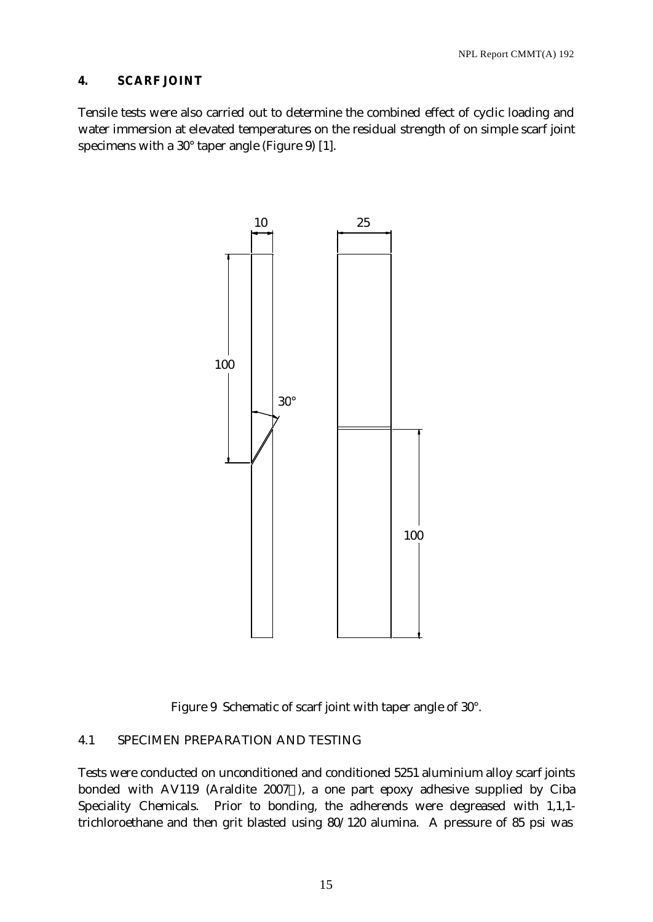## 4. SCARF JOINT

Tensile tests were also carried out to determine the combined effect of cyclic loading and water immersion at elevated temperatures on the residual strength of on simple scarf joint specimens with a 30° taper angle (Figure 9) [1].

Figure 9 Schematic of scarf joint with taper angle of 30°.

### 4.1 SPECIMEN PREPARATION AND TESTING

Tests were conducted on unconditioned and conditioned 5251 aluminium alloy scarf joints bonded with AV119 (Araldite 2007), a one part epoxy adhesive supplied by Ciba Speciality Chemicals. Prior to bonding, the adherends were degreased with 1,1,1-trichloroethane and then grit blasted using 80/120 alumina. A pressure of 85 psi was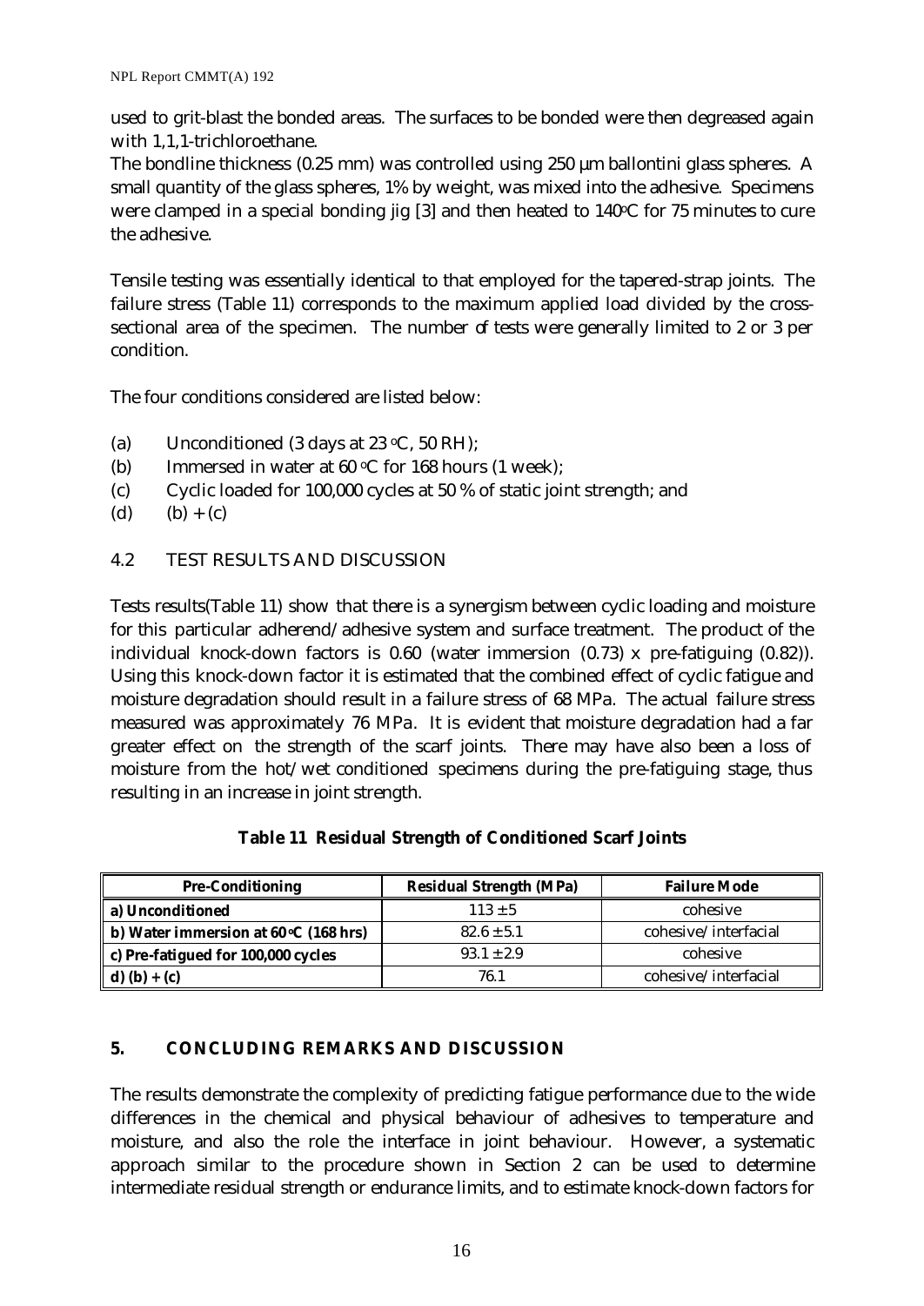used to grit-blast the bonded areas. The surfaces to be bonded were then degreased again with 1,1,1-trichloroethane.
The bondline thickness (0.25 mm) was controlled using 250 μm ballontini glass spheres. A small quantity of the glass spheres, 1% by weight, was mixed into the adhesive. Specimens were clamped in a special bonding jig [3] and then heated to 140°C for 75 minutes to cure the adhesive.

Tensile testing was essentially identical to that employed for the tapered-strap joints. The failure stress (Table 11) corresponds to the maximum applied load divided by the cross-sectional area of the specimen. The number of tests were generally limited to 2 or 3 per condition.

The four conditions considered are listed below:

(a) Unconditioned (3 days at 23 °C, 50 RH);
(b) Immersed in water at 60 °C for 168 hours (1 week);
(c) Cyclic loaded for 100,000 cycles at 50 % of static joint strength; and
(d) (b) + (c)

## 4.2 TEST RESULTS AND DISCUSSION

Tests results(Table 11) show that there is a synergism between cyclic loading and moisture for this particular adherend/adhesive system and surface treatment. The product of the individual knock-down factors is 0.60 (water immersion (0.73) x pre-fatiguing (0.82)). Using this knock-down factor it is estimated that the combined effect of cyclic fatigue and moisture degradation should result in a failure stress of 68 MPa. The actual failure stress measured was approximately 76 MPa. It is evident that moisture degradation had a far greater effect on the strength of the scarf joints. There may have also been a loss of moisture from the hot/wet conditioned specimens during the pre-fatiguing stage, thus resulting in an increase in joint strength.

**Table 11 Residual Strength of Conditioned Scarf Joints**

| Pre-Conditioning | Residual Strength (MPa) | Failure Mode |
|---|---|---|
| **a) Unconditioned** | 113 ± 5 | cohesive |
| **b) Water immersion at 60°C (168 hrs)** | 82.6 ± 5.1 | cohesive/interfacial |
| **c) Pre-fatigued for 100,000 cycles** | 93.1 ± 2.9 | cohesive |
| **d) (b) + (c)** | 76.1 | cohesive/interfacial |

## 5. CONCLUDING REMARKS AND DISCUSSION

The results demonstrate the complexity of predicting fatigue performance due to the wide differences in the chemical and physical behaviour of adhesives to temperature and moisture, and also the role the interface in joint behaviour. However, a systematic approach similar to the procedure shown in Section 2 can be used to determine intermediate residual strength or endurance limits, and to estimate knock-down factors for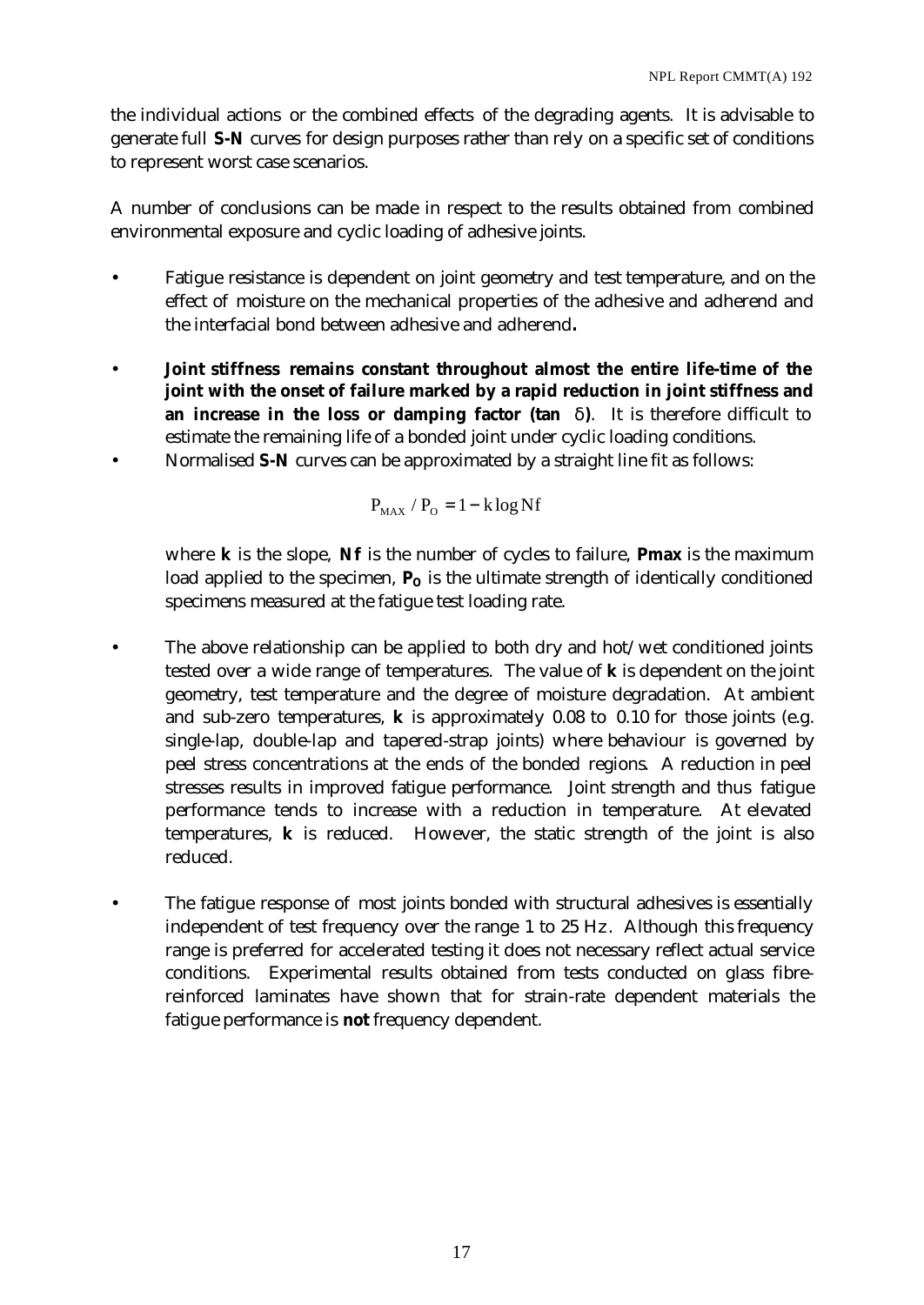the individual actions or the combined effects of the degrading agents. It is advisable to generate full **S-N** curves for design purposes rather than rely on a specific set of conditions to represent worst case scenarios.

A number of conclusions can be made in respect to the results obtained from combined environmental exposure and cyclic loading of adhesive joints.

- Fatigue resistance is dependent on joint geometry and test temperature, and on the effect of moisture on the mechanical properties of the adhesive and adherend and the interfacial bond between adhesive and adherend**.**
- **Joint stiffness remains constant throughout almost the entire life-time of the joint with the onset of failure marked by a rapid reduction in joint stiffness and an increase in the loss or damping factor (tan δ)**. It is therefore difficult to estimate the remaining life of a bonded joint under cyclic loading conditions.
- Normalised **S-N** curves can be approximated by a straight line fit as follows:

  $$P_{MAX} / P_O = 1 - k \log Nf$$

  where **k** is the slope, **Nf** is the number of cycles to failure, **Pmax** is the maximum load applied to the specimen, $\mathbf{P_O}$ is the ultimate strength of identically conditioned specimens measured at the fatigue test loading rate.

- The above relationship can be applied to both dry and hot/wet conditioned joints tested over a wide range of temperatures. The value of **k** is dependent on the joint geometry, test temperature and the degree of moisture degradation. At ambient and sub-zero temperatures, **k** is approximately 0.08 to 0.10 for those joints (e.g. single-lap, double-lap and tapered-strap joints) where behaviour is governed by peel stress concentrations at the ends of the bonded regions. A reduction in peel stresses results in improved fatigue performance. Joint strength and thus fatigue performance tends to increase with a reduction in temperature. At elevated temperatures, **k** is reduced. However, the static strength of the joint is also reduced.
- The fatigue response of most joints bonded with structural adhesives is essentially independent of test frequency over the range 1 to 25 Hz. Although this frequency range is preferred for accelerated testing it does not necessary reflect actual service conditions. Experimental results obtained from tests conducted on glass fibre-reinforced laminates have shown that for strain-rate dependent materials the fatigue performance is **not** frequency dependent.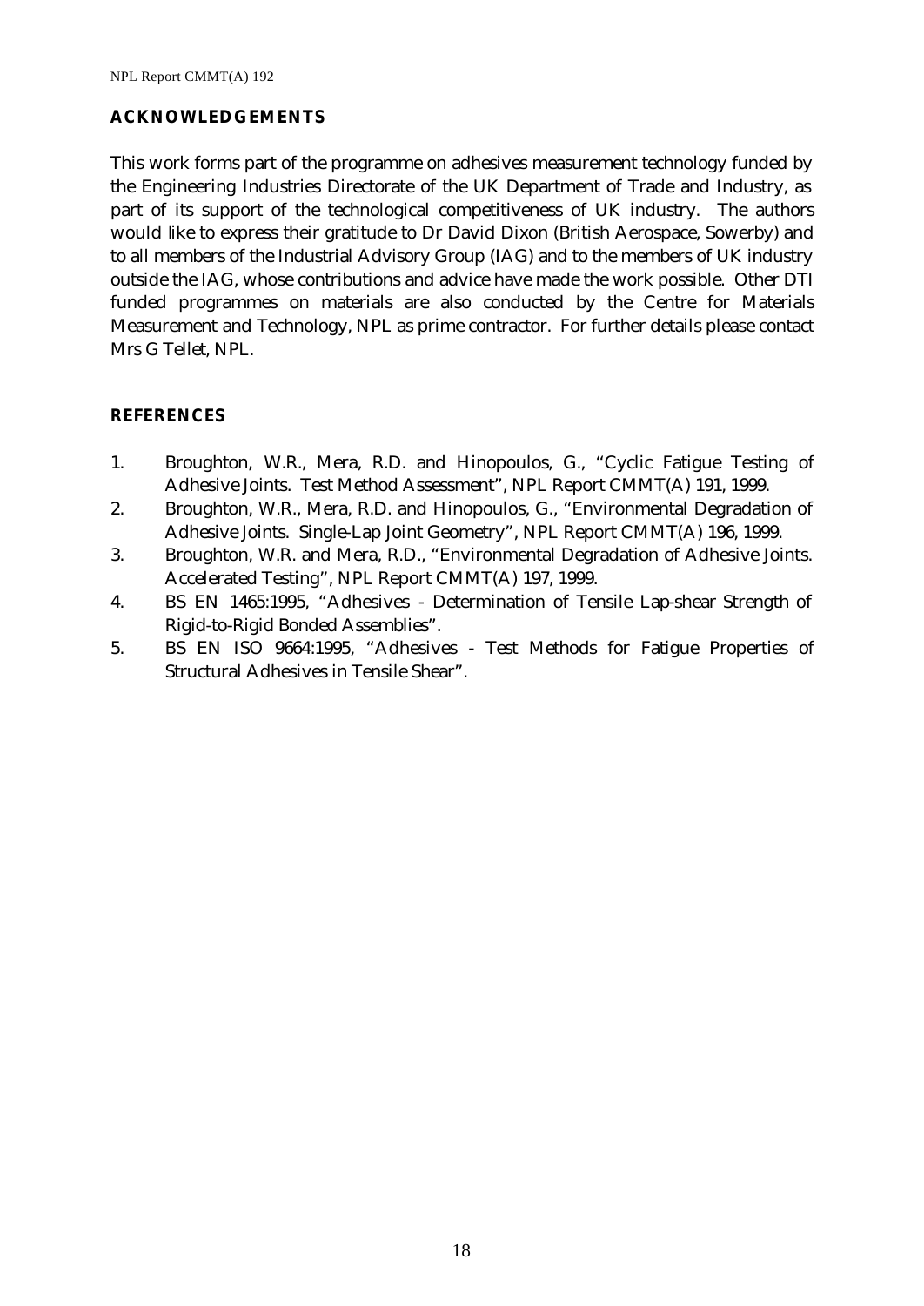## ACKNOWLEDGEMENTS

This work forms part of the programme on adhesives measurement technology funded by the Engineering Industries Directorate of the UK Department of Trade and Industry, as part of its support of the technological competitiveness of UK industry. The authors would like to express their gratitude to Dr David Dixon (British Aerospace, Sowerby) and to all members of the Industrial Advisory Group (IAG) and to the members of UK industry outside the IAG, whose contributions and advice have made the work possible. Other DTI funded programmes on materials are also conducted by the Centre for Materials Measurement and Technology, NPL as prime contractor. For further details please contact Mrs G Tellet, NPL.

## REFERENCES

1. Broughton, W.R., Mera, R.D. and Hinopoulos, G., "Cyclic Fatigue Testing of Adhesive Joints. Test Method Assessment", NPL Report CMMT(A) 191, 1999.
2. Broughton, W.R., Mera, R.D. and Hinopoulos, G., "Environmental Degradation of Adhesive Joints. Single-Lap Joint Geometry", NPL Report CMMT(A) 196, 1999.
3. Broughton, W.R. and Mera, R.D., "Environmental Degradation of Adhesive Joints. Accelerated Testing", NPL Report CMMT(A) 197, 1999.
4. BS EN 1465:1995, "Adhesives - Determination of Tensile Lap-shear Strength of Rigid-to-Rigid Bonded Assemblies".
5. BS EN ISO 9664:1995, "Adhesives - Test Methods for Fatigue Properties of Structural Adhesives in Tensile Shear".